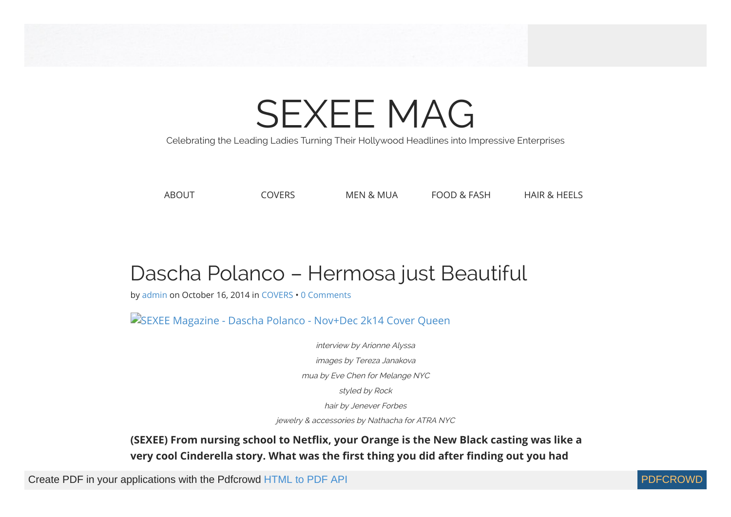# SEXEE MAG

Celebrating the Leading Ladies Turning Their Hollywood Headlines into Impressive Enterprises

ABOUT COVERS MEN & MUA FOOD & FASH HAIR & HEELS

## Dascha Polanco – Hermosa just Beautiful

by admin on October 16, 2014 in COVERS • 0 Comments

SEXEE Magazine - Dascha Polanco - Nov+Dec 2k14 Cover Queen

*interview by Arionne Alyssa*

*images by Tereza Janakova*

*mua by Eve Chen for Melange NYC*

*styled by Rock*

*hair by Jenever Forbes*

*jewelry & accessories by Nathacha for ATRA NYC*

**(SEXEE) From nursing school to Netflix, your Orange is the New Black casting was like a very cool Cinderella story. What was the first thing you did after finding out you had**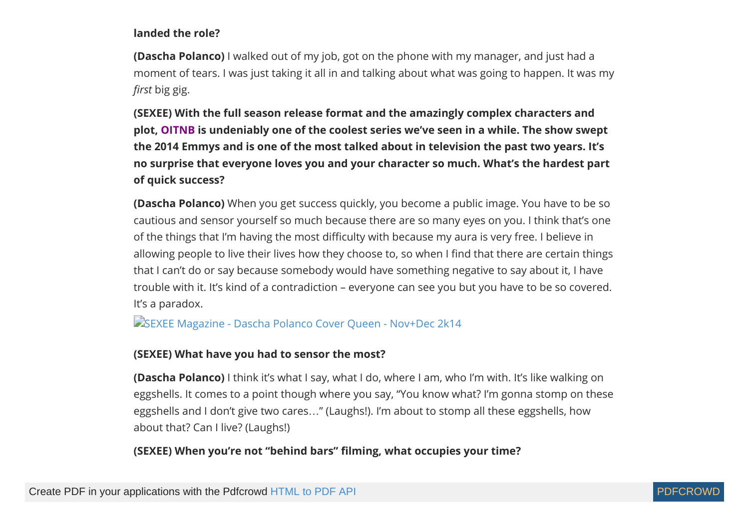**landed the role?**

**(Dascha Polanco)** I walked out of my job, got on the phone with my manager, and just had a moment of tears. I was just taking it all in and talking about what was going to happen. It was my *first* big gig.

**(SEXEE) With the full season release format and the amazingly complex characters and plot, OITNB is undeniably one of the coolest series we've seen in a while. The show swept the 2014 Emmys and is one of the most talked about in television the past two years. It's no surprise that everyone loves you and your character so much. What's the hardest part of quick success?**

**(Dascha Polanco)** When you get success quickly, you become a public image. You have to be so cautious and sensor yourself so much because there are so many eyes on you. I think that's one of the things that I'm having the most difficulty with because my aura is very free. I believe in allowing people to live their lives how they choose to, so when I find that there are certain things that I can't do or say because somebody would have something negative to say about it, I have trouble with it. It's kind of a contradiction – everyone can see you but you have to be so covered. It's a paradox.

SEXEE Magazine - Dascha Polanco Cover Queen - Nov+Dec 2k14

**(SEXEE) What have you had to sensor the most?**

**(Dascha Polanco)** I think it's what I say, what I do, where I am, who I'm with. It's like walking on eggshells. It comes to a point though where you say, "You know what? I'm gonna stomp on these eggshells and I don't give two cares…" (Laughs!). I'm about to stomp all these eggshells, how about that? Can I live? (Laughs!)

**(SEXEE) When you're not "behind bars" filming, what occupies your time?**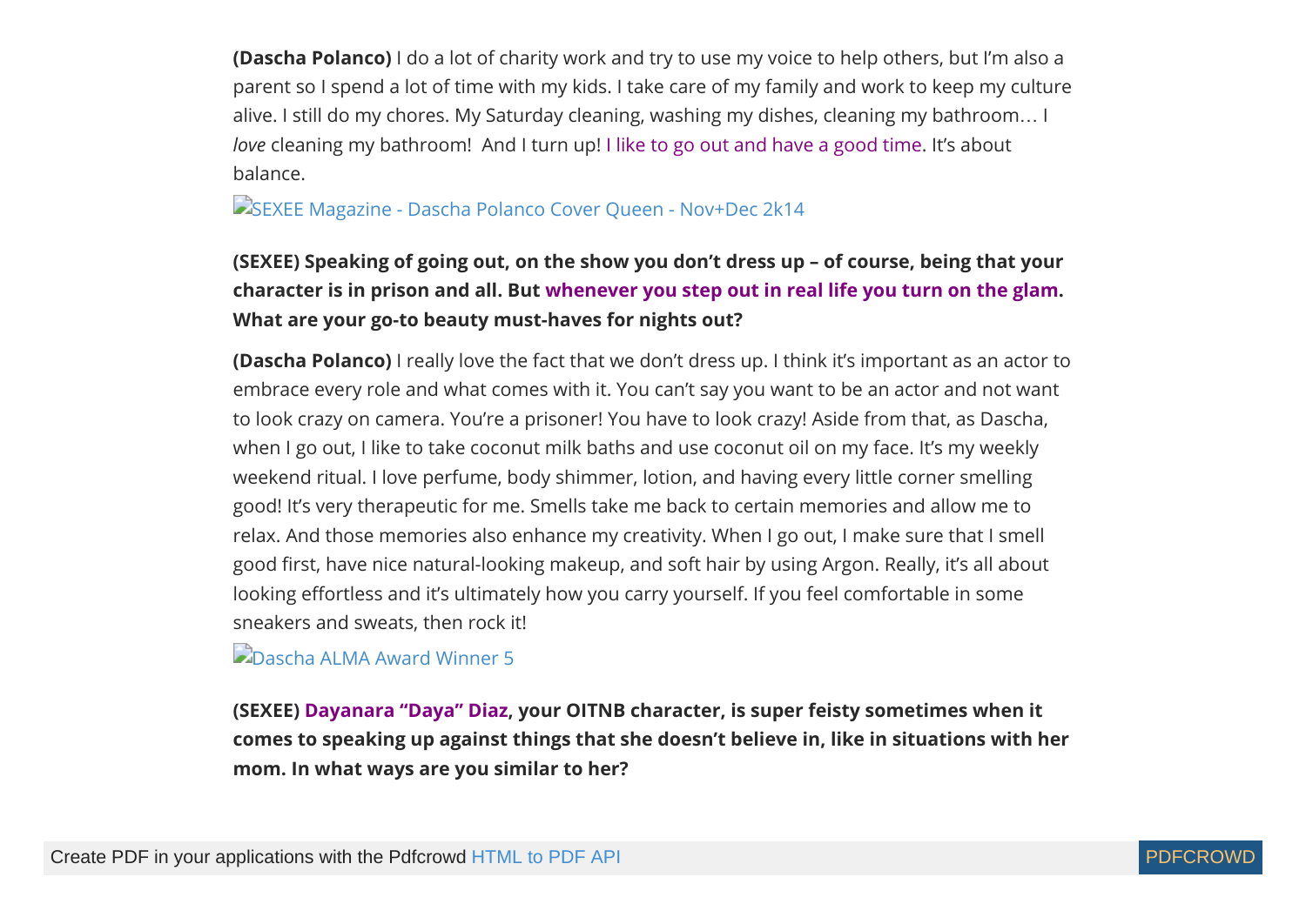**(Dascha Polanco)** I do a lot of charity work and try to use my voice to help others, but I'm also a parent so I spend a lot of time with my kids. I take care of my family and work to keep my culture alive. I still do my chores. My Saturday cleaning, washing my dishes, cleaning my bathroom… I *love* cleaning my bathroom! And I turn up! I like to go out and have a good time. It's about balance.

SEXEE Magazine - Dascha Polanco Cover Queen - Nov+Dec 2k14

**(SEXEE) Speaking of going out, on the show you don't dress up – of course, being that your character is in prison and all. But whenever you step out in real life you turn on the glam. What are your go-to beauty must-haves for nights out?**

**(Dascha Polanco)** I really love the fact that we don't dress up. I think it's important as an actor to embrace every role and what comes with it. You can't say you want to be an actor and not want to look crazy on camera. You're a prisoner! You have to look crazy! Aside from that, as Dascha, when I go out, I like to take coconut milk baths and use coconut oil on my face. It's my weekly weekend ritual. I love perfume, body shimmer, lotion, and having every little corner smelling good! It's very therapeutic for me. Smells take me back to certain memories and allow me to relax. And those memories also enhance my creativity. When I go out, I make sure that I smell good first, have nice natural-looking makeup, and soft hair by using Argon. Really, it's all about looking effortless and it's ultimately how you carry yourself. If you feel comfortable in some sneakers and sweats, then rock it!

Dascha ALMA Award Winner 5

**(SEXEE) Dayanara "Daya" Diaz, your OITNB character, is super feisty sometimes when it comes to speaking up against things that she doesn't believe in, like in situations with her mom. In what ways are you similar to her?**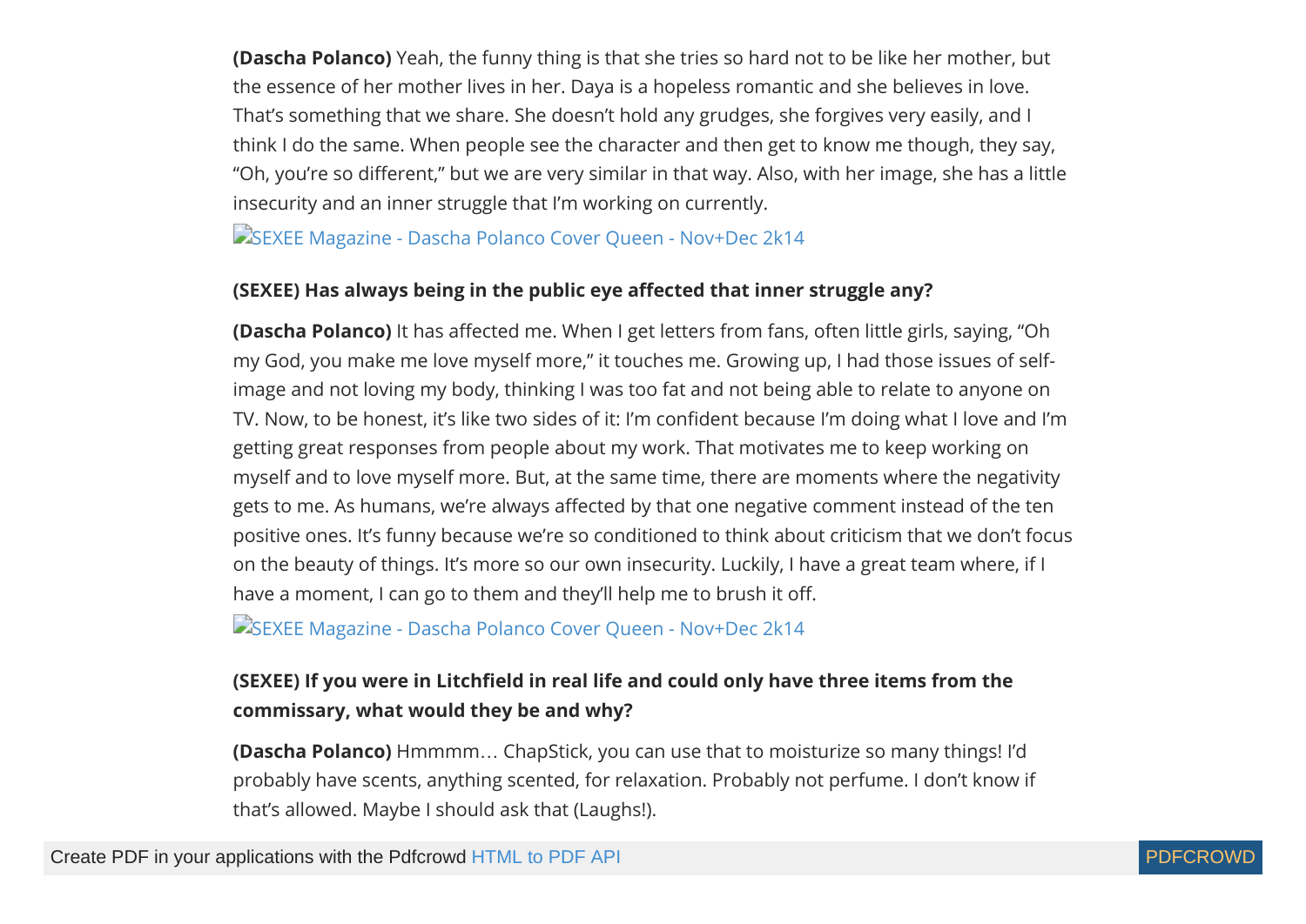**(Dascha Polanco)** Yeah, the funny thing is that she tries so hard not to be like her mother, but the essence of her mother lives in her. Daya is a hopeless romantic and she believes in love. That's something that we share. She doesn't hold any grudges, she forgives very easily, and I think I do the same. When people see the character and then get to know me though, they say, "Oh, you're so different," but we are very similar in that way. Also, with her image, she has a little insecurity and an inner struggle that I'm working on currently.

SEXEE Magazine - Dascha Polanco Cover Queen - Nov+Dec 2k14

**(SEXEE) Has always being in the public eye affected that inner struggle any?**

**(Dascha Polanco)** It has affected me. When I get letters from fans, often little girls, saying, "Oh my God, you make me love myself more," it touches me. Growing up, I had those issues of self-image and not loving my body, thinking I was too fat and not being able to relate to anyone on TV. Now, to be honest, it's like two sides of it: I'm confident because I'm doing what I love and I'm getting great responses from people about my work. That motivates me to keep working on myself and to love myself more. But, at the same time, there are moments where the negativity gets to me. As humans, we're always affected by that one negative comment instead of the ten positive ones. It's funny because we're so conditioned to think about criticism that we don't focus on the beauty of things. It's more so our own insecurity. Luckily, I have a great team where, if I have a moment, I can go to them and they'll help me to brush it off.

SEXEE Magazine - Dascha Polanco Cover Queen - Nov+Dec 2k14

**(SEXEE) If you were in Litchfield in real life and could only have three items from the commissary, what would they be and why?**

**(Dascha Polanco)** Hmmmm… ChapStick, you can use that to moisturize so many things! I'd probably have scents, anything scented, for relaxation. Probably not perfume. I don't know if that's allowed. Maybe I should ask that (Laughs!).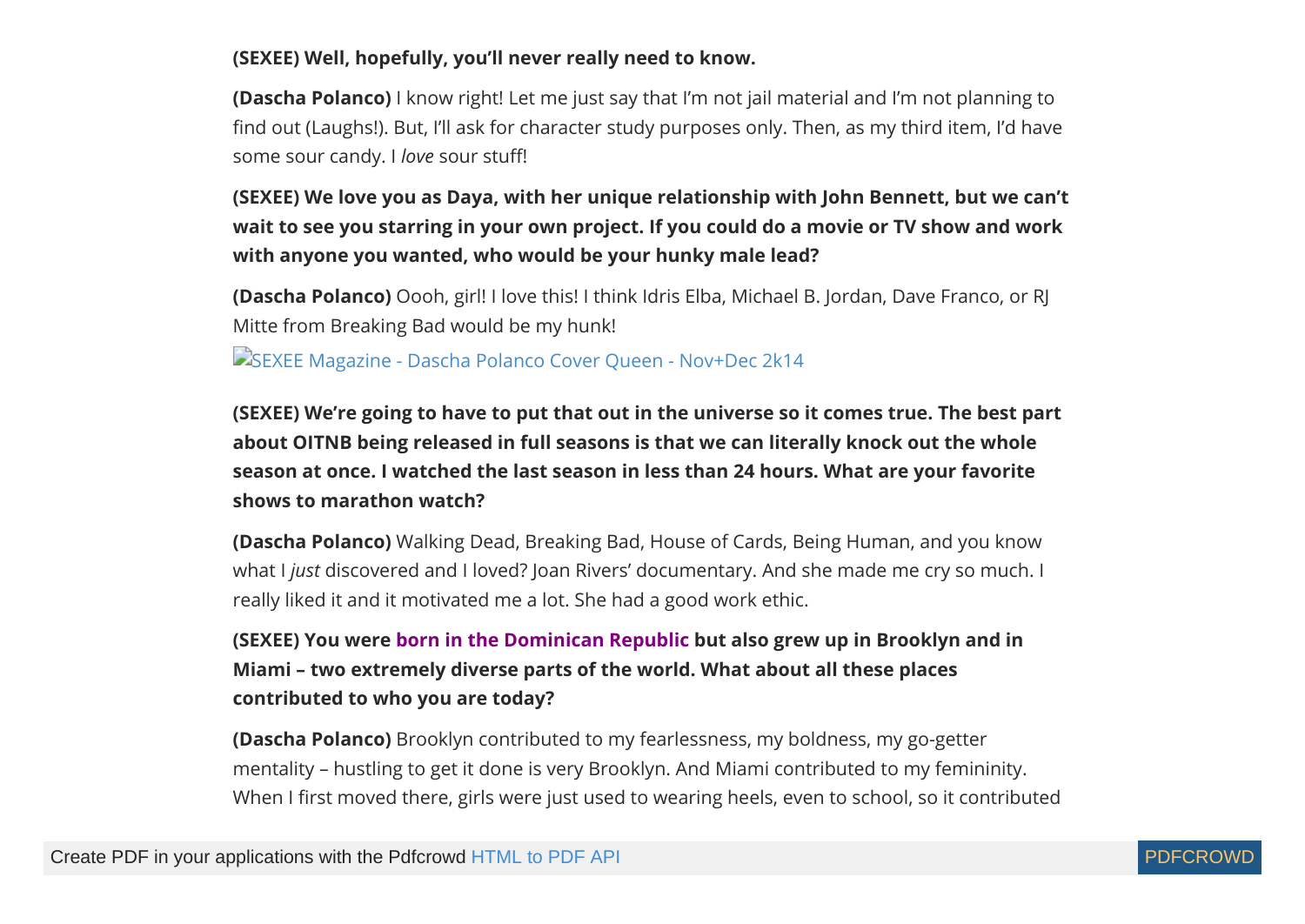**(SEXEE) Well, hopefully, you'll never really need to know.**

**(Dascha Polanco)** I know right! Let me just say that I'm not jail material and I'm not planning to find out (Laughs!). But, I'll ask for character study purposes only. Then, as my third item, I'd have some sour candy. I *love* sour stuff!

**(SEXEE) We love you as Daya, with her unique relationship with John Bennett, but we can't wait to see you starring in your own project. If you could do a movie or TV show and work with anyone you wanted, who would be your hunky male lead?**

**(Dascha Polanco)** Oooh, girl! I love this! I think Idris Elba, Michael B. Jordan, Dave Franco, or RJ Mitte from Breaking Bad would be my hunk!

SEXEE Magazine - Dascha Polanco Cover Queen - Nov+Dec 2k14

**(SEXEE) We're going to have to put that out in the universe so it comes true. The best part about OITNB being released in full seasons is that we can literally knock out the whole season at once. I watched the last season in less than 24 hours. What are your favorite shows to marathon watch?**

**(Dascha Polanco)** Walking Dead, Breaking Bad, House of Cards, Being Human, and you know what I *just* discovered and I loved? Joan Rivers' documentary. And she made me cry so much. I really liked it and it motivated me a lot. She had a good work ethic.

**(SEXEE) You were born in the Dominican Republic but also grew up in Brooklyn and in Miami – two extremely diverse parts of the world. What about all these places contributed to who you are today?**

**(Dascha Polanco)** Brooklyn contributed to my fearlessness, my boldness, my go-getter mentality – hustling to get it done is very Brooklyn. And Miami contributed to my femininity. When I first moved there, girls were just used to wearing heels, even to school, so it contributed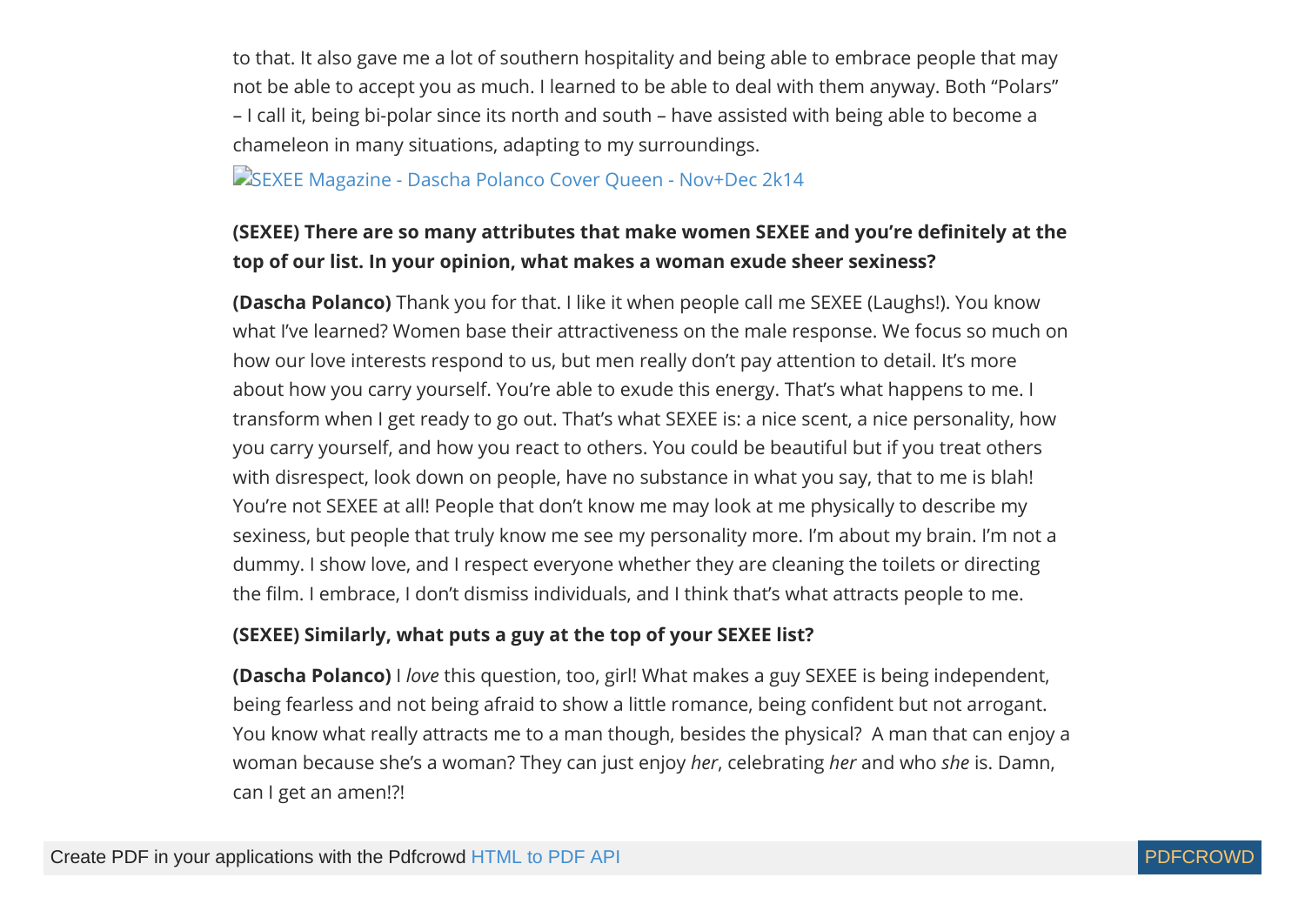to that. It also gave me a lot of southern hospitality and being able to embrace people that may not be able to accept you as much. I learned to be able to deal with them anyway. Both "Polars" – I call it, being bi-polar since its north and south – have assisted with being able to become a chameleon in many situations, adapting to my surroundings.

SEXEE Magazine - Dascha Polanco Cover Queen - Nov+Dec 2k14

**(SEXEE) There are so many attributes that make women SEXEE and you're definitely at the top of our list. In your opinion, what makes a woman exude sheer sexiness?**

**(Dascha Polanco)** Thank you for that. I like it when people call me SEXEE (Laughs!). You know what I've learned? Women base their attractiveness on the male response. We focus so much on how our love interests respond to us, but men really don't pay attention to detail. It's more about how you carry yourself. You're able to exude this energy. That's what happens to me. I transform when I get ready to go out. That's what SEXEE is: a nice scent, a nice personality, how you carry yourself, and how you react to others. You could be beautiful but if you treat others with disrespect, look down on people, have no substance in what you say, that to me is blah! You're not SEXEE at all! People that don't know me may look at me physically to describe my sexiness, but people that truly know me see my personality more. I'm about my brain. I'm not a dummy. I show love, and I respect everyone whether they are cleaning the toilets or directing the film. I embrace, I don't dismiss individuals, and I think that's what attracts people to me.

**(SEXEE) Similarly, what puts a guy at the top of your SEXEE list?**

**(Dascha Polanco)** I *love* this question, too, girl! What makes a guy SEXEE is being independent, being fearless and not being afraid to show a little romance, being confident but not arrogant. You know what really attracts me to a man though, besides the physical? A man that can enjoy a woman because she's a woman? They can just enjoy *her*, celebrating *her* and who *she* is. Damn, can I get an amen!?!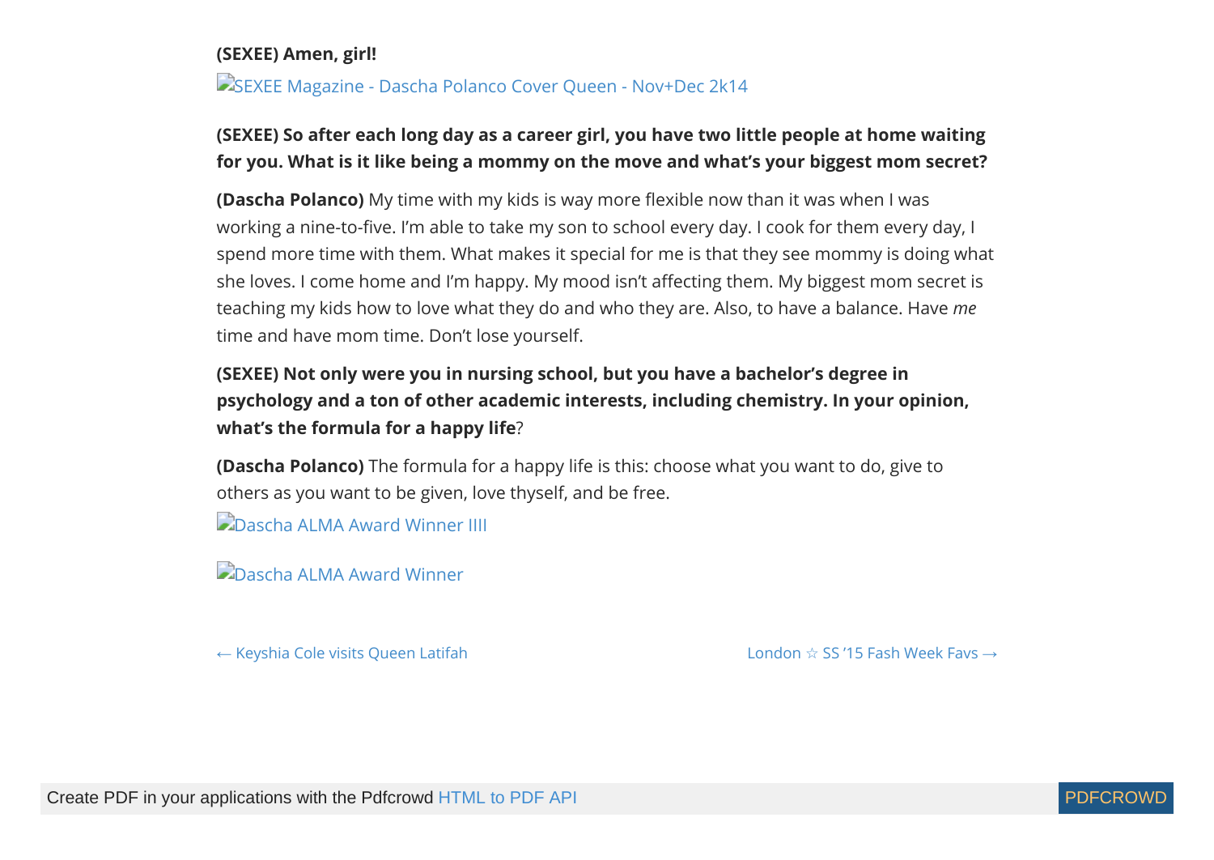**(SEXEE) Amen, girl!**

SEXEE Magazine - Dascha Polanco Cover Queen - Nov+Dec 2k14

**(SEXEE) So after each long day as a career girl, you have two little people at home waiting for you. What is it like being a mommy on the move and what's your biggest mom secret?**

**(Dascha Polanco)** My time with my kids is way more flexible now than it was when I was working a nine-to-five. I'm able to take my son to school every day. I cook for them every day, I spend more time with them. What makes it special for me is that they see mommy is doing what she loves. I come home and I'm happy. My mood isn't affecting them. My biggest mom secret is teaching my kids how to love what they do and who they are. Also, to have a balance. Have *me* time and have mom time. Don't lose yourself.

**(SEXEE) Not only were you in nursing school, but you have a bachelor's degree in psychology and a ton of other academic interests, including chemistry. In your opinion, what's the formula for a happy life**?

**(Dascha Polanco)** The formula for a happy life is this: choose what you want to do, give to others as you want to be given, love thyself, and be free.

Dascha ALMA Award Winner IIII

Dascha ALMA Award Winner

← Keyshia Cole visits Queen Latifah

London ☆ SS '15 Fash Week Favs →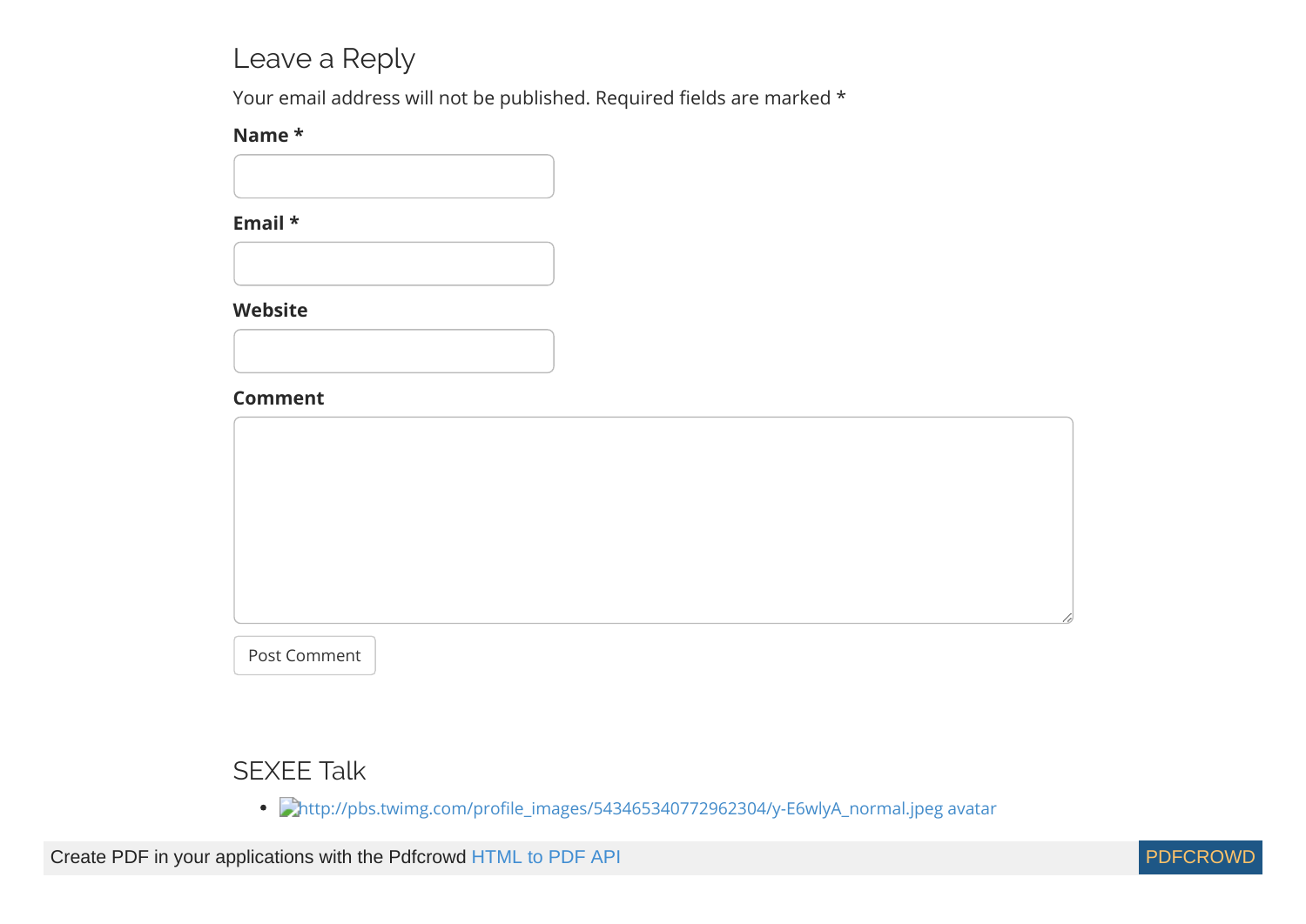## Leave a Reply

Your email address will not be published. Required fields are marked *

**Name ***

**Email ***

**Website**

**Comment**

Post Comment

## SEXEE Talk

- http://pbs.twimg.com/profile_images/543465340772962304/y-E6wlyA_normal.jpeg avatar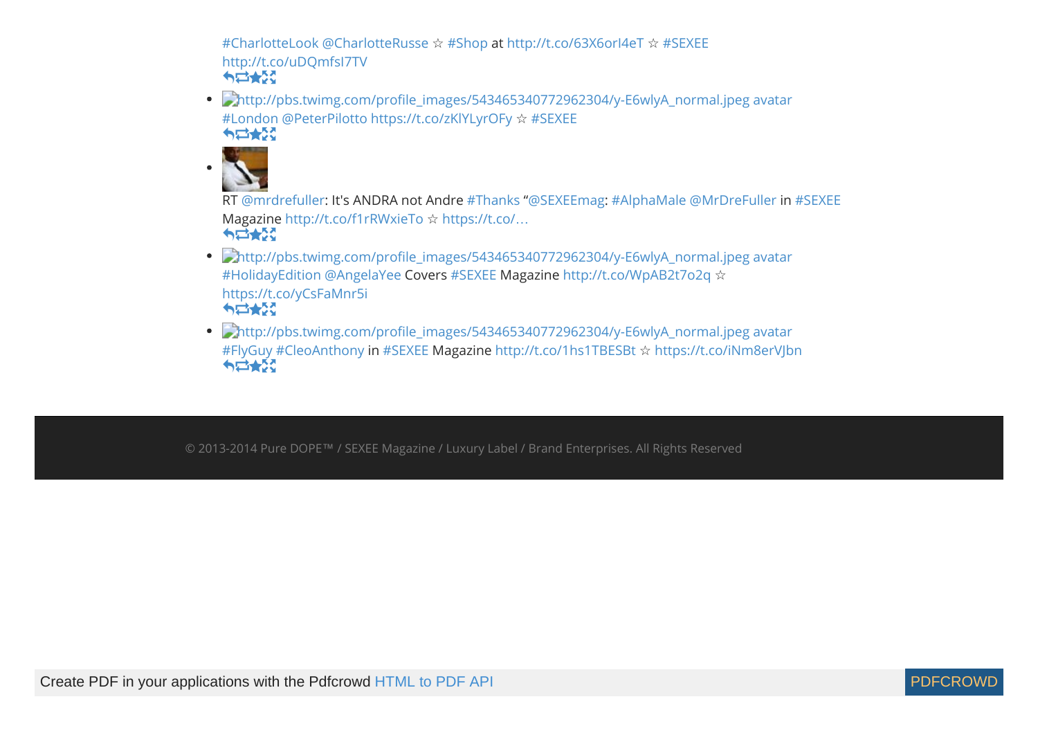#CharlotteLook @CharlotteRusse ☆ #Shop at http://t.co/63X6orl4eT ☆ #SEXEE http://t.co/uDQmfsI7TV

- http://pbs.twimg.com/profile_images/543465340772962304/y-E6wlyA_normal.jpeg avatar
  #London @PeterPilotto https://t.co/zKlYLyrOFy ☆ #SEXEE
- RT @mrdrefuller: It's ANDRA not Andre #Thanks "@SEXEEmag: #AlphaMale @MrDreFuller in #SEXEE Magazine http://t.co/f1rRWxieTo ☆ https://t.co/…
- http://pbs.twimg.com/profile_images/543465340772962304/y-E6wlyA_normal.jpeg avatar
  #HolidayEdition @AngelaYee Covers #SEXEE Magazine http://t.co/WpAB2t7o2q ☆ https://t.co/yCsFaMnr5i
- http://pbs.twimg.com/profile_images/543465340772962304/y-E6wlyA_normal.jpeg avatar
  #FlyGuy #CleoAnthony in #SEXEE Magazine http://t.co/1hs1TBESBt ☆ https://t.co/iNm8erVJbn

© 2013-2014 Pure DOPE™ / SEXEE Magazine / Luxury Label / Brand Enterprises. All Rights Reserved